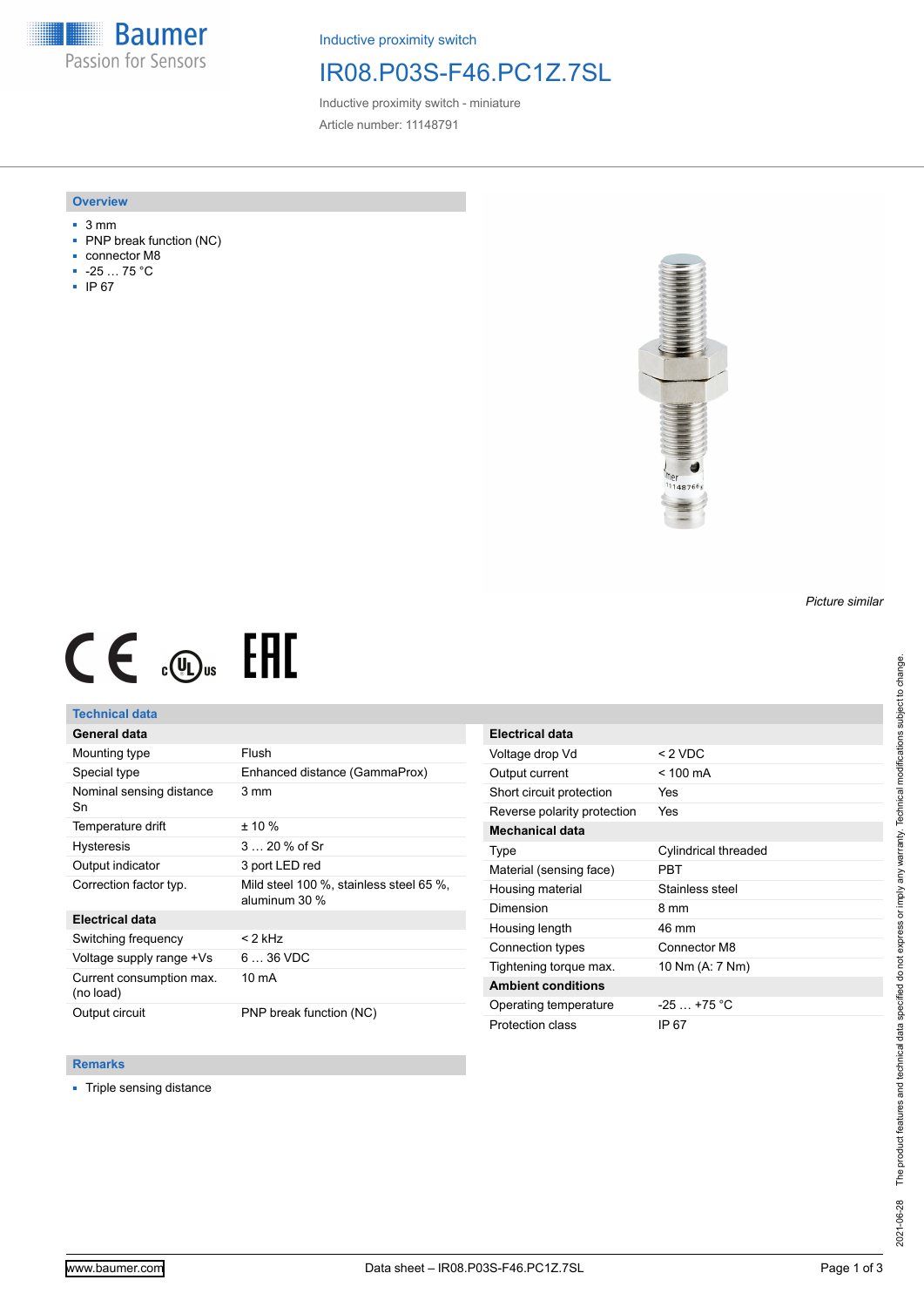Inductive proximity switch

# IR08.P03S-F46.PC1Z.7SL

Inductive proximity switch - miniature

Article number: 11148791

## Overview

- 3 mm
- PNP break function (NC)
- connector M8
- -25 … 75 °C
- IP 67

*Picture similar*

## Technical data

| General data | |
|---|---|
| Mounting type | Flush |
| Special type | Enhanced distance (GammaProx) |
| Nominal sensing distance Sn | 3 mm |
| Temperature drift | ± 10 % |
| Hysteresis | 3 … 20 % of Sr |
| Output indicator | 3 port LED red |
| Correction factor typ. | Mild steel 100 %, stainless steel 65 %, aluminum 30 % |
| **Electrical data** | |
| Switching frequency | < 2 kHz |
| Voltage supply range +Vs | 6 … 36 VDC |
| Current consumption max. (no load) | 10 mA |
| Output circuit | PNP break function (NC) |

| Electrical data | |
|---|---|
| Voltage drop Vd | < 2 VDC |
| Output current | < 100 mA |
| Short circuit protection | Yes |
| Reverse polarity protection | Yes |
| **Mechanical data** | |
| Type | Cylindrical threaded |
| Material (sensing face) | PBT |
| Housing material | Stainless steel |
| Dimension | 8 mm |
| Housing length | 46 mm |
| Connection types | Connector M8 |
| Tightening torque max. | 10 Nm (A: 7 Nm) |
| **Ambient conditions** | |
| Operating temperature | -25 … +75 °C |
| Protection class | IP 67 |

## Remarks

- Triple sensing distance

The product features and technical data specified do not express or imply any warranty. Technical modifications subject to change. 2021-06-28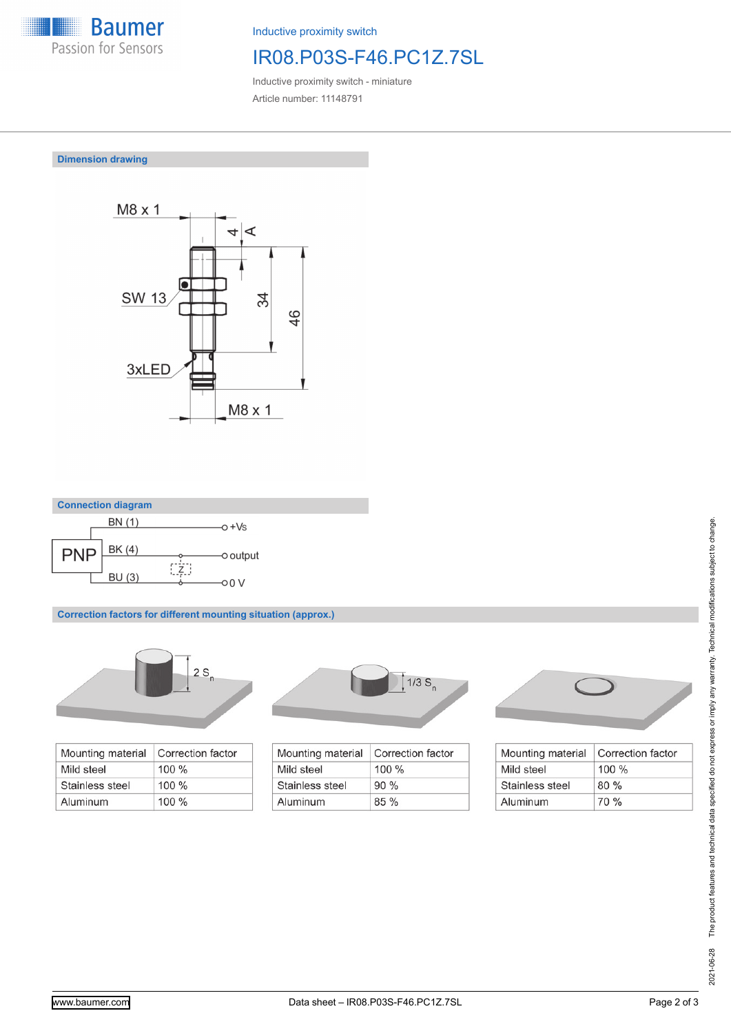Inductive proximity switch

# IR08.P03S-F46.PC1Z.7SL

Inductive proximity switch - miniature

Article number: 11148791

## Dimension drawing

M8 x 1

SW 13

3xLED

4

A

34

46

M8 x 1

## Connection diagram

PNP

BN (1) — +Vs

BK (4) — output

Z

BU (3) — 0 V

## Correction factors for different mounting situation (approx.)

2 $S_n$

| Mounting material | Correction factor |
|---|---|
| Mild steel | 100 % |
| Stainless steel | 100 % |
| Aluminum | 100 % |

1/3 $S_n$

| Mounting material | Correction factor |
|---|---|
| Mild steel | 100 % |
| Stainless steel | 90 % |
| Aluminum | 85 % |

| Mounting material | Correction factor |
|---|---|
| Mild steel | 100 % |
| Stainless steel | 80 % |
| Aluminum | 70 % |

2021-06-28 The product features and technical data specified do not express or imply any warranty. Technical modifications subject to change.

www.baumer.com Data sheet – IR08.P03S-F46.PC1Z.7SL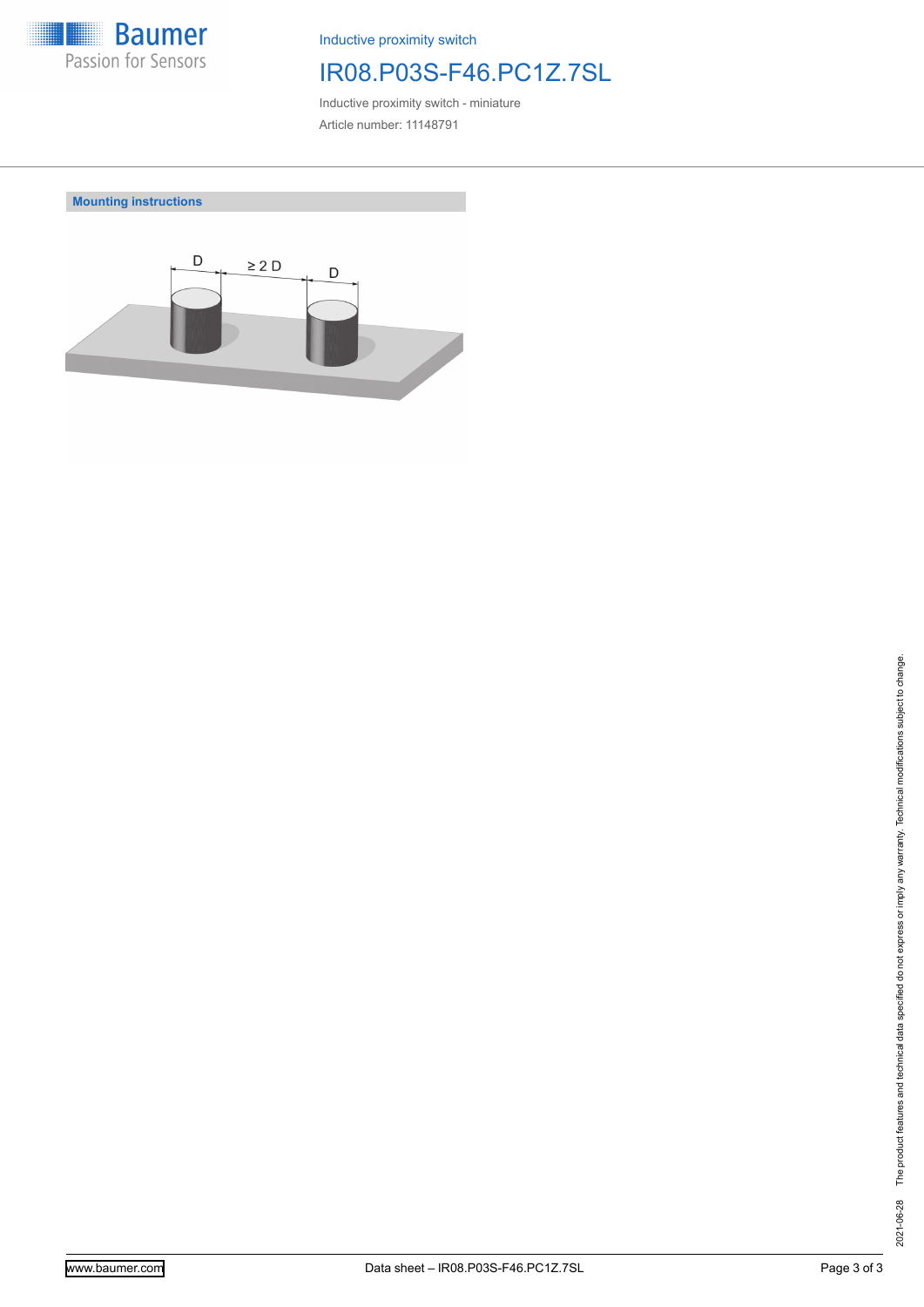Inductive proximity switch

# IR08.P03S-F46.PC1Z.7SL

Inductive proximity switch - miniature

Article number: 11148791

## Mounting instructions

D

≥ 2 D

D